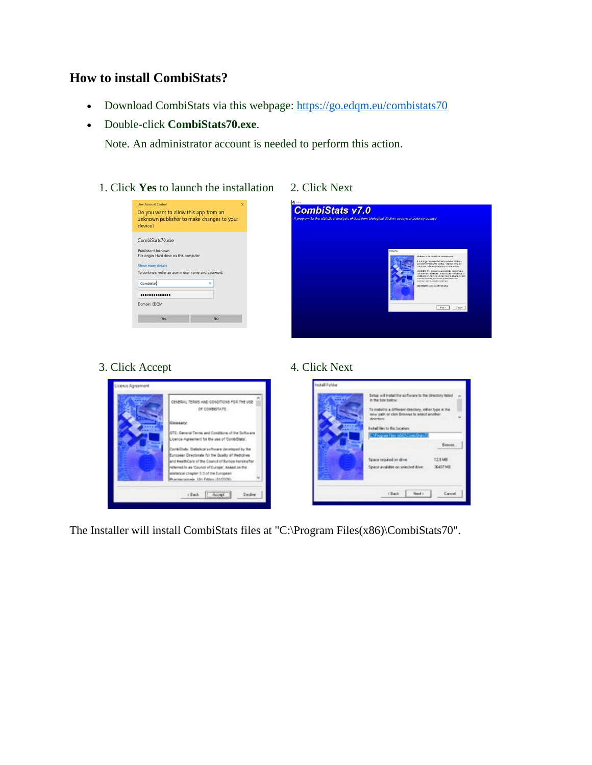## How to install CombiStats?

- Download CombiStats via this webpage: [https://go.edqm.eu/combistats70](https://go.edqm.eu/combistats70)
- Double-click **CombiStats70.exe**.

  Note. An administrator account is needed to perform this action.

1. Click **Yes** to launch the installation

2. Click Next

3. Click Accept

4. Click Next

The Installer will install CombiStats files at "C:\Program Files(x86)\CombiStats70".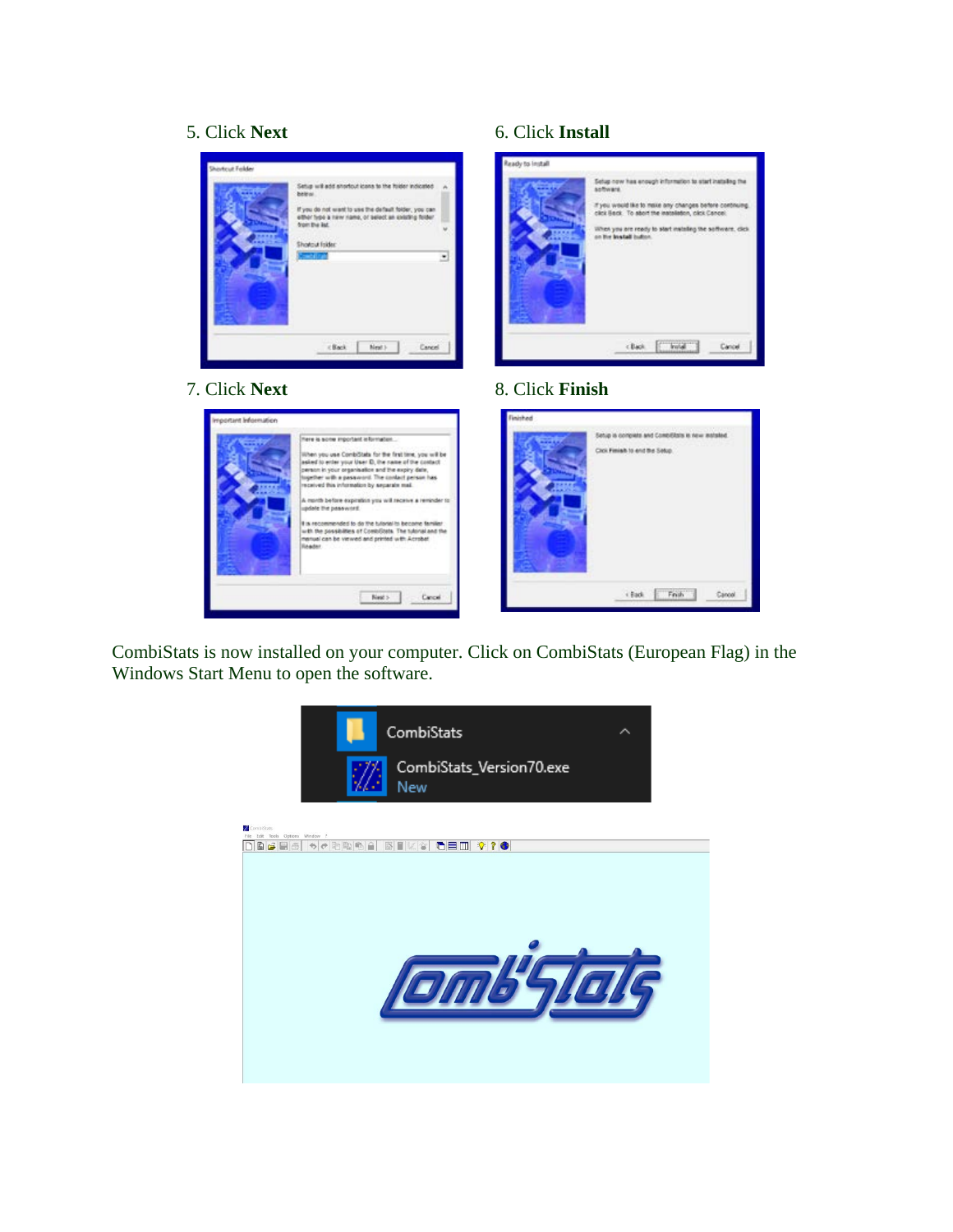5. Click **Next**

6. Click **Install**

7. Click **Next**

8. Click **Finish**

CombiStats is now installed on your computer. Click on CombiStats (European Flag) in the Windows Start Menu to open the software.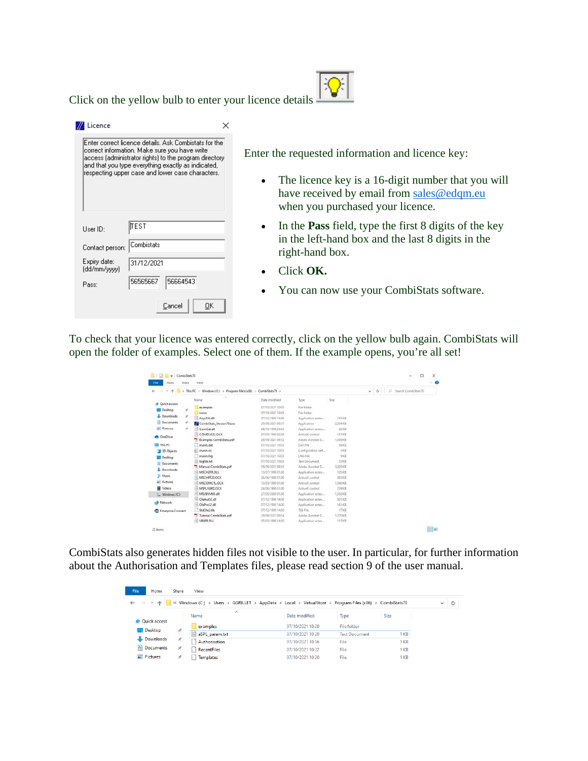Click on the yellow bulb to enter your licence details

Enter the requested information and licence key:

- The licence key is a 16-digit number that you will have received by email from sales@edqm.eu when you purchased your licence.
- In the **Pass** field, type the first 8 digits of the key in the left-hand box and the last 8 digits in the right-hand box.
- Click **OK.**
- You can now use your CombiStats software.

To check that your licence was entered correctly, click on the yellow bulb again. CombiStats will open the folder of examples. Select one of them. If the example opens, you're all set!

CombiStats also generates hidden files not visible to the user. In particular, for further information about the Authorisation and Templates files, please read section 9 of the user manual.